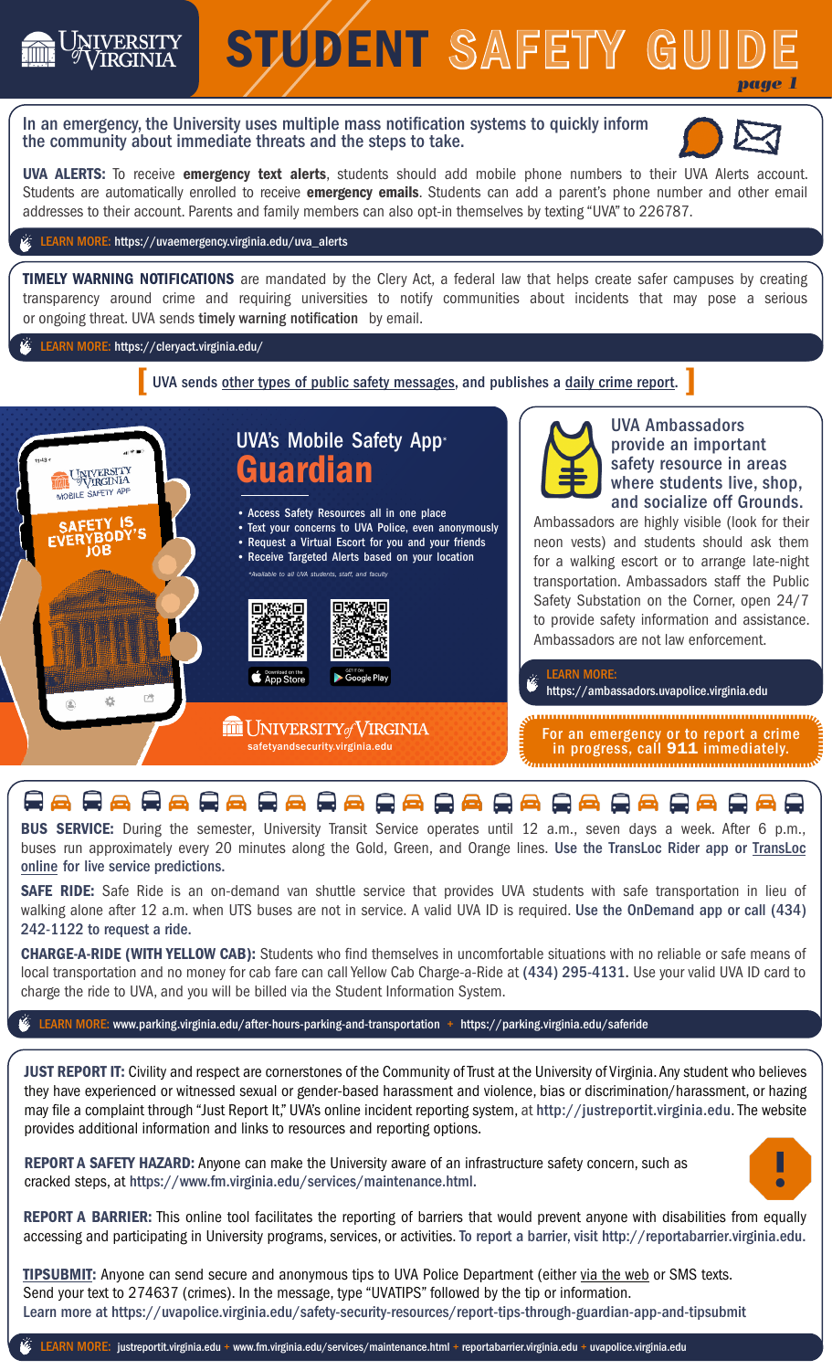# STUDENT SAFETY GUIDE

*page 1*

In an emergency, the University uses multiple mass notification systems to quickly inform the community about immediate threats and the steps to take.

**UVA ALERTS:** To receive **emergency text alerts**, students should add mobile phone numbers to their UVA Alerts account. Students are automatically enrolled to receive **emergency emails**. Students can add a parent's phone number and other email addresses to their account. Parents and family members can also opt-in themselves by texting "UVA" to 226787.

LEARN MORE: https://uvaemergency.virginia.edu/uva_alerts

**TIMELY WARNING NOTIFICATIONS** are mandated by the Clery Act, a federal law that helps create safer campuses by creating transparency around crime and requiring universities to notify communities about incidents that may pose a serious or ongoing threat. UVA sends **timely warning notification** by email.

LEARN MORE: https://cleryact.virginia.edu/

[ UVA sends other types of public safety messages, and publishes a daily crime report. ]

## UVA's Mobile Safety App* Guardian

- Access Safety Resources all in one place
- Text your concerns to UVA Police, even anonymously
- Request a Virtual Escort for you and your friends
- Receive Targeted Alerts based on your location

*Available to all UVA students, staff, and faculty

Download on the App Store | Get it on Google Play

SAFETY IS EVERYBODY'S JOB

University of Virginia — safetyandsecurity.virginia.edu

## UVA Ambassadors provide an important safety resource in areas where students live, shop, and socialize off Grounds.

Ambassadors are highly visible (look for their neon vests) and students should ask them for a walking escort or to arrange late-night transportation. Ambassadors staff the Public Safety Substation on the Corner, open 24/7 to provide safety information and assistance. Ambassadors are not law enforcement.

LEARN MORE: https://ambassadors.uvapolice.virginia.edu

**For an emergency or to report a crime in progress, call 911 immediately.**

**BUS SERVICE:** During the semester, University Transit Service operates until 12 a.m., seven days a week. After 6 p.m., buses run approximately every 20 minutes along the Gold, Green, and Orange lines. **Use the TransLoc Rider app or TransLoc online for live service predictions.**

**SAFE RIDE:** Safe Ride is an on-demand van shuttle service that provides UVA students with safe transportation in lieu of walking alone after 12 a.m. when UTS buses are not in service. A valid UVA ID is required. **Use the OnDemand app or call (434) 242-1122 to request a ride.**

**CHARGE-A-RIDE (WITH YELLOW CAB):** Students who find themselves in uncomfortable situations with no reliable or safe means of local transportation and no money for cab fare can call Yellow Cab Charge-a-Ride at **(434) 295-4131.** Use your valid UVA ID card to charge the ride to UVA, and you will be billed via the Student Information System.

LEARN MORE: www.parking.virginia.edu/after-hours-parking-and-transportation + https://parking.virginia.edu/saferide

**JUST REPORT IT:** Civility and respect are cornerstones of the Community of Trust at the University of Virginia. Any student who believes they have experienced or witnessed sexual or gender-based harassment and violence, bias or discrimination/harassment, or hazing may file a complaint through "Just Report It," UVA's online incident reporting system, at http://justreportit.virginia.edu. The website provides additional information and links to resources and reporting options.

**REPORT A SAFETY HAZARD:** Anyone can make the University aware of an infrastructure safety concern, such as cracked steps, at https://www.fm.virginia.edu/services/maintenance.html.

**REPORT A BARRIER:** This online tool facilitates the reporting of barriers that would prevent anyone with disabilities from equally accessing and participating in University programs, services, or activities. To report a barrier, visit http://reportabarrier.virginia.edu.

**TIPSUBMIT:** Anyone can send secure and anonymous tips to UVA Police Department (either via the web or SMS texts. Send your text to 274637 (crimes). In the message, type "UVATIPS" followed by the tip or information.
Learn more at https://uvapolice.virginia.edu/safety-security-resources/report-tips-through-guardian-app-and-tipsubmit

LEARN MORE: justreportit.virginia.edu + www.fm.virginia.edu/services/maintenance.html + reportabarrier.virginia.edu + uvapolice.virginia.edu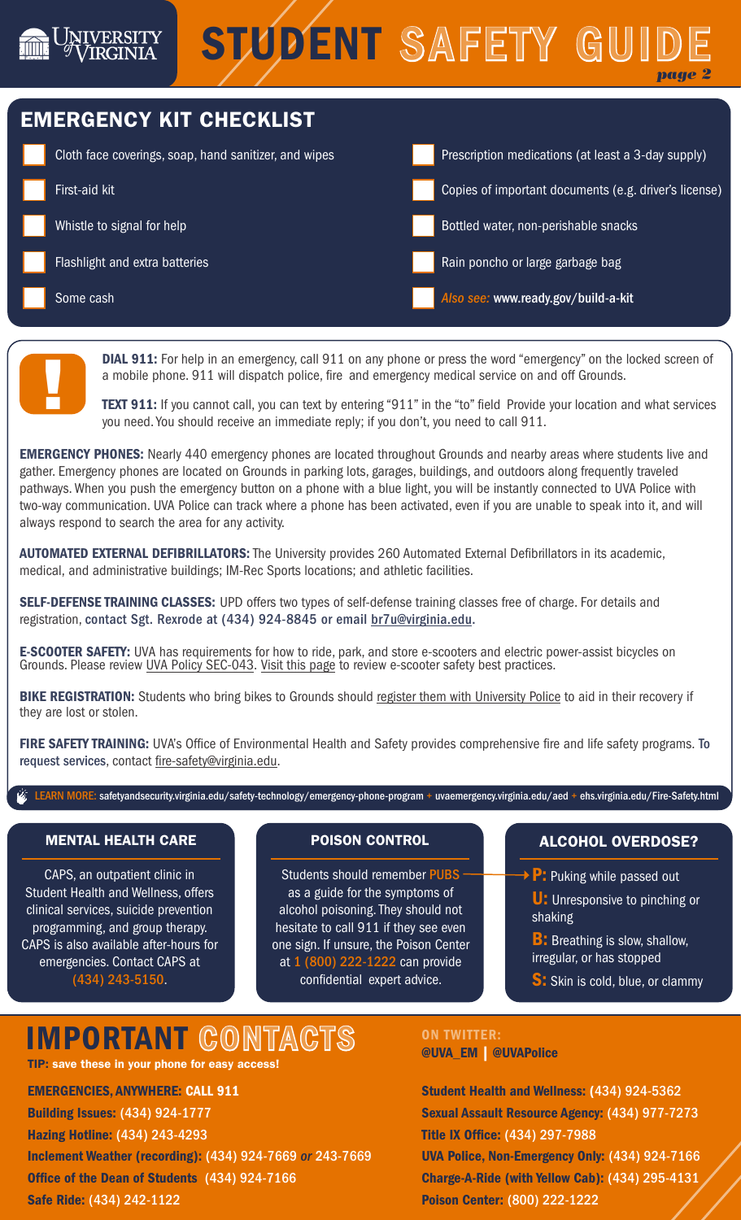# STUDENT SAFETY GUIDE

University of Virginia

## EMERGENCY KIT CHECKLIST

- [ ] Cloth face coverings, soap, hand sanitizer, and wipes
- [ ] First-aid kit
- [ ] Whistle to signal for help
- [ ] Flashlight and extra batteries
- [ ] Some cash
- [ ] Prescription medications (at least a 3-day supply)
- [ ] Copies of important documents (e.g. driver's license)
- [ ] Bottled water, non-perishable snacks
- [ ] Rain poncho or large garbage bag
- [ ] *Also see:* www.ready.gov/build-a-kit

**DIAL 911:** For help in an emergency, call 911 on any phone or press the word "emergency" on the locked screen of a mobile phone. 911 will dispatch police, fire and emergency medical service on and off Grounds.

**TEXT 911:** If you cannot call, you can text by entering "911" in the "to" field Provide your location and what services you need. You should receive an immediate reply; if you don't, you need to call 911.

**EMERGENCY PHONES:** Nearly 440 emergency phones are located throughout Grounds and nearby areas where students live and gather. Emergency phones are located on Grounds in parking lots, garages, buildings, and outdoors along frequently traveled pathways. When you push the emergency button on a phone with a blue light, you will be instantly connected to UVA Police with two-way communication. UVA Police can track where a phone has been activated, even if you are unable to speak into it, and will always respond to search the area for any activity.

**AUTOMATED EXTERNAL DEFIBRILLATORS:** The University provides 260 Automated External Defibrillators in its academic, medical, and administrative buildings; IM-Rec Sports locations; and athletic facilities.

**SELF-DEFENSE TRAINING CLASSES:** UPD offers two types of self-defense training classes free of charge. For details and registration, contact Sgt. Rexrode at (434) 924-8845 or email br7u@virginia.edu.

**E-SCOOTER SAFETY:** UVA has requirements for how to ride, park, and store e-scooters and electric power-assist bicycles on Grounds. Please review UVA Policy SEC-043. Visit this page to review e-scooter safety best practices.

**BIKE REGISTRATION:** Students who bring bikes to Grounds should register them with University Police to aid in their recovery if they are lost or stolen.

**FIRE SAFETY TRAINING:** UVA's Office of Environmental Health and Safety provides comprehensive fire and life safety programs. To request services, contact fire-safety@virginia.edu.

LEARN MORE: safetyandsecurity.virginia.edu/safety-technology/emergency-phone-program + uvaemergency.virginia.edu/aed + ehs.virginia.edu/Fire-Safety.html

### MENTAL HEALTH CARE

CAPS, an outpatient clinic in Student Health and Wellness, offers clinical services, suicide prevention programming, and group therapy. CAPS is also available after-hours for emergencies. Contact CAPS at (434) 243-5150.

### POISON CONTROL

Students should remember PUBS as a guide for the symptoms of alcohol poisoning. They should not hesitate to call 911 if they see even one sign. If unsure, the Poison Center at 1 (800) 222-1222 can provide confidential expert advice.

### ALCOHOL OVERDOSE?

**P:** Puking while passed out

**U:** Unresponsive to pinching or shaking

**B:** Breathing is slow, shallow, irregular, or has stopped

**S:** Skin is cold, blue, or clammy

## IMPORTANT CONTACTS

TIP: save these in your phone for easy access!

**EMERGENCIES, ANYWHERE:** CALL 911

**Building Issues:** (434) 924-1777

**Hazing Hotline:** (434) 243-4293

**Inclement Weather (recording):** (434) 924-7669 *or* 243-7669

**Office of the Dean of Students** (434) 924-7166

**Safe Ride:** (434) 242-1122

**ON TWITTER:** @UVA_EM | @UVAPolice

**Student Health and Wellness:** (434) 924-5362

**Sexual Assault Resource Agency:** (434) 977-7273

**Title IX Office:** (434) 297-7988

**UVA Police, Non-Emergency Only:** (434) 924-7166

**Charge-A-Ride (with Yellow Cab):** (434) 295-4131

**Poison Center:** (800) 222-1222